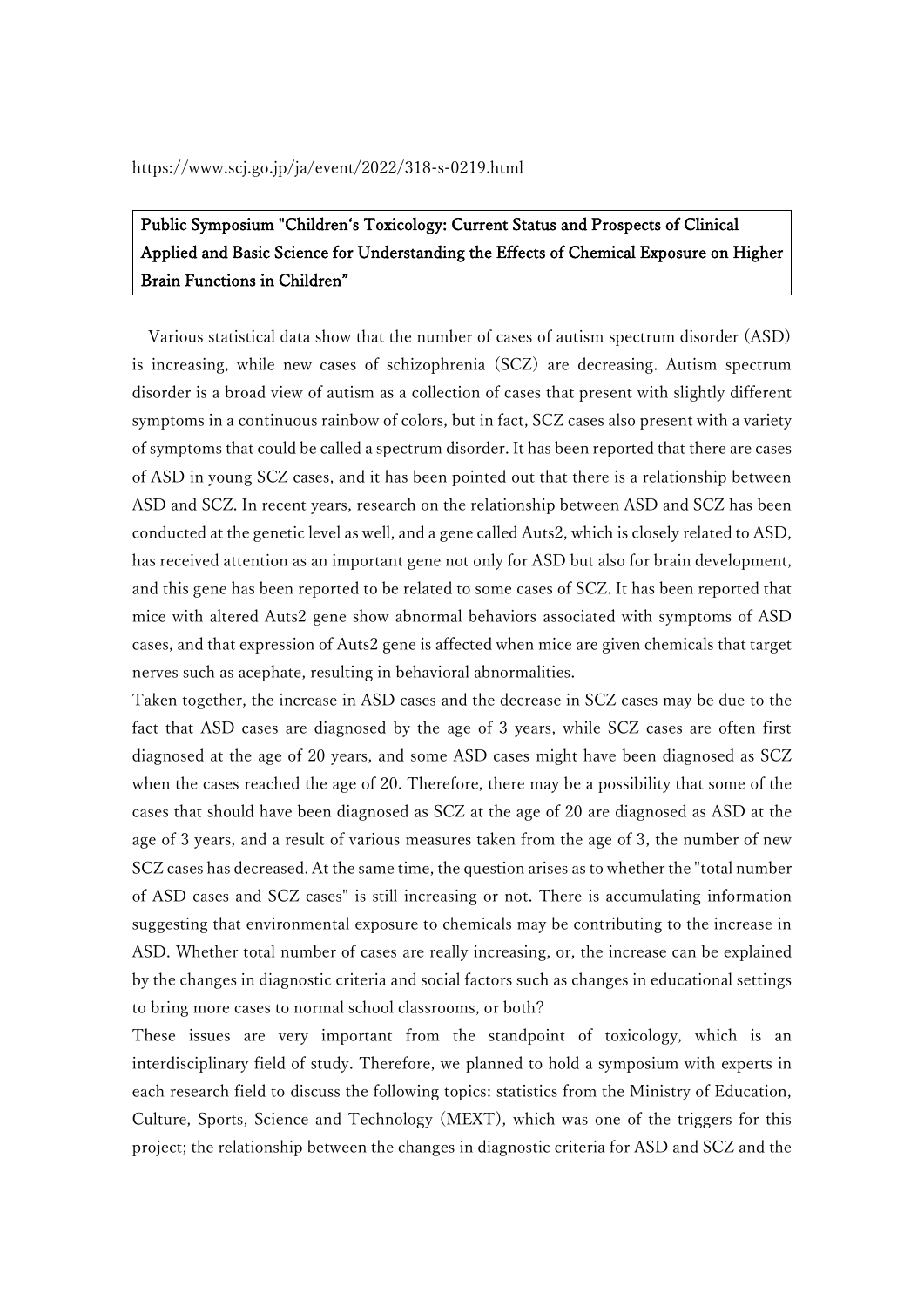https://www.scj.go.jp/ja/event/2022/318-s-0219.html

**Public Symposium "Children's Toxicology: Current Status and Prospects of Clinical Applied and Basic Science for Understanding the Effects of Chemical Exposure on Higher Brain Functions in Children"**

Various statistical data show that the number of cases of autism spectrum disorder (ASD) is increasing, while new cases of schizophrenia (SCZ) are decreasing. Autism spectrum disorder is a broad view of autism as a collection of cases that present with slightly different symptoms in a continuous rainbow of colors, but in fact, SCZ cases also present with a variety of symptoms that could be called a spectrum disorder. It has been reported that there are cases of ASD in young SCZ cases, and it has been pointed out that there is a relationship between ASD and SCZ. In recent years, research on the relationship between ASD and SCZ has been conducted at the genetic level as well, and a gene called Auts2, which is closely related to ASD, has received attention as an important gene not only for ASD but also for brain development, and this gene has been reported to be related to some cases of SCZ. It has been reported that mice with altered Auts2 gene show abnormal behaviors associated with symptoms of ASD cases, and that expression of Auts2 gene is affected when mice are given chemicals that target nerves such as acephate, resulting in behavioral abnormalities.

Taken together, the increase in ASD cases and the decrease in SCZ cases may be due to the fact that ASD cases are diagnosed by the age of 3 years, while SCZ cases are often first diagnosed at the age of 20 years, and some ASD cases might have been diagnosed as SCZ when the cases reached the age of 20. Therefore, there may be a possibility that some of the cases that should have been diagnosed as SCZ at the age of 20 are diagnosed as ASD at the age of 3 years, and a result of various measures taken from the age of 3, the number of new SCZ cases has decreased. At the same time, the question arises as to whether the "total number of ASD cases and SCZ cases" is still increasing or not. There is accumulating information suggesting that environmental exposure to chemicals may be contributing to the increase in ASD. Whether total number of cases are really increasing, or, the increase can be explained by the changes in diagnostic criteria and social factors such as changes in educational settings to bring more cases to normal school classrooms, or both?

These issues are very important from the standpoint of toxicology, which is an interdisciplinary field of study. Therefore, we planned to hold a symposium with experts in each research field to discuss the following topics: statistics from the Ministry of Education, Culture, Sports, Science and Technology (MEXT), which was one of the triggers for this project; the relationship between the changes in diagnostic criteria for ASD and SCZ and the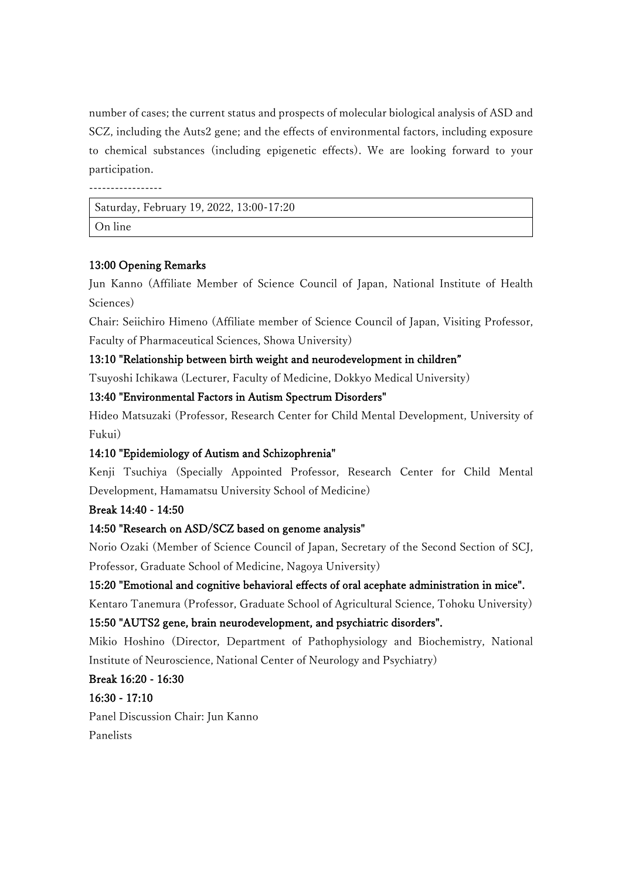number of cases; the current status and prospects of molecular biological analysis of ASD and SCZ, including the Auts2 gene; and the effects of environmental factors, including exposure to chemical substances (including epigenetic effects). We are looking forward to your participation.

-----------------

| Saturday, February 19, 2022, 13:00-17:20 |
| --- |
| On line |

**13:00 Opening Remarks**

Jun Kanno (Affiliate Member of Science Council of Japan, National Institute of Health Sciences)

Chair: Seiichiro Himeno (Affiliate member of Science Council of Japan, Visiting Professor, Faculty of Pharmaceutical Sciences, Showa University)

**13:10 "Relationship between birth weight and neurodevelopment in children"**

Tsuyoshi Ichikawa (Lecturer, Faculty of Medicine, Dokkyo Medical University)

**13:40 "Environmental Factors in Autism Spectrum Disorders"**

Hideo Matsuzaki (Professor, Research Center for Child Mental Development, University of Fukui)

**14:10 "Epidemiology of Autism and Schizophrenia"**

Kenji Tsuchiya (Specially Appointed Professor, Research Center for Child Mental Development, Hamamatsu University School of Medicine)

**Break 14:40 - 14:50**

**14:50 "Research on ASD/SCZ based on genome analysis"**

Norio Ozaki (Member of Science Council of Japan, Secretary of the Second Section of SCJ, Professor, Graduate School of Medicine, Nagoya University)

**15:20 "Emotional and cognitive behavioral effects of oral acephate administration in mice".**

Kentaro Tanemura (Professor, Graduate School of Agricultural Science, Tohoku University)

**15:50 "AUTS2 gene, brain neurodevelopment, and psychiatric disorders".**

Mikio Hoshino (Director, Department of Pathophysiology and Biochemistry, National Institute of Neuroscience, National Center of Neurology and Psychiatry)

**Break 16:20 - 16:30**

**16:30 - 17:10**

Panel Discussion Chair: Jun Kanno

Panelists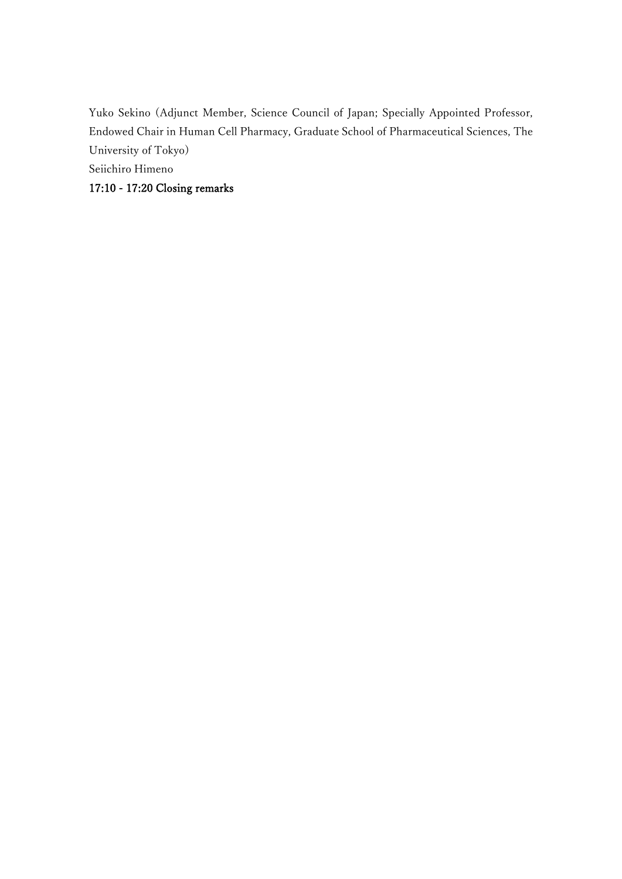Yuko Sekino (Adjunct Member, Science Council of Japan; Specially Appointed Professor, Endowed Chair in Human Cell Pharmacy, Graduate School of Pharmaceutical Sciences, The University of Tokyo)

Seiichiro Himeno

**17:10 - 17:20 Closing remarks**